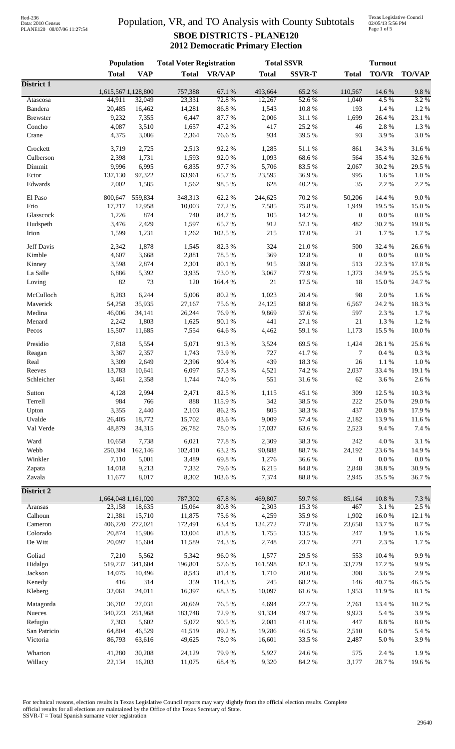# Population, VR, and TO Analysis with County Subtotals

## SBOE DISTRICTS - PLANE120

## 2012 Democratic Primary Election

Red-236
Data: 2010 Census
PLANE120 08/07/06 11:27:54

Texas Legislative Council
02/05/13 5:56 PM

| | Population | | Total Voter Registration | | Total SSVR | | Turnout | | |
|---|---|---|---|---|---|---|---|---|---|
| | **Total** | **VAP** | **Total** | **VR/VAP** | **Total** | **SSVR-T** | **Total** | **TO/VR** | **TO/VAP** |
| **District 1** | | | | | | | | | |
| | 1,615,567 | 1,128,800 | 757,388 | 67.1 % | 493,664 | 65.2 % | 110,567 | 14.6 % | 9.8 % |
| Atascosa | 44,911 | 32,049 | 23,331 | 72.8 % | 12,267 | 52.6 % | 1,040 | 4.5 % | 3.2 % |
| Bandera | 20,485 | 16,462 | 14,281 | 86.8 % | 1,543 | 10.8 % | 193 | 1.4 % | 1.2 % |
| Brewster | 9,232 | 7,355 | 6,447 | 87.7 % | 2,006 | 31.1 % | 1,699 | 26.4 % | 23.1 % |
| Concho | 4,087 | 3,510 | 1,657 | 47.2 % | 417 | 25.2 % | 46 | 2.8 % | 1.3 % |
| Crane | 4,375 | 3,086 | 2,364 | 76.6 % | 934 | 39.5 % | 93 | 3.9 % | 3.0 % |
| Crockett | 3,719 | 2,725 | 2,513 | 92.2 % | 1,285 | 51.1 % | 861 | 34.3 % | 31.6 % |
| Culberson | 2,398 | 1,731 | 1,593 | 92.0 % | 1,093 | 68.6 % | 564 | 35.4 % | 32.6 % |
| Dimmit | 9,996 | 6,995 | 6,835 | 97.7 % | 5,706 | 83.5 % | 2,067 | 30.2 % | 29.5 % |
| Ector | 137,130 | 97,322 | 63,961 | 65.7 % | 23,595 | 36.9 % | 995 | 1.6 % | 1.0 % |
| Edwards | 2,002 | 1,585 | 1,562 | 98.5 % | 628 | 40.2 % | 35 | 2.2 % | 2.2 % |
| El Paso | 800,647 | 559,834 | 348,313 | 62.2 % | 244,625 | 70.2 % | 50,206 | 14.4 % | 9.0 % |
| Frio | 17,217 | 12,958 | 10,003 | 77.2 % | 7,585 | 75.8 % | 1,949 | 19.5 % | 15.0 % |
| Glasscock | 1,226 | 874 | 740 | 84.7 % | 105 | 14.2 % | 0 | 0.0 % | 0.0 % |
| Hudspeth | 3,476 | 2,429 | 1,597 | 65.7 % | 912 | 57.1 % | 482 | 30.2 % | 19.8 % |
| Irion | 1,599 | 1,231 | 1,262 | 102.5 % | 215 | 17.0 % | 21 | 1.7 % | 1.7 % |
| Jeff Davis | 2,342 | 1,878 | 1,545 | 82.3 % | 324 | 21.0 % | 500 | 32.4 % | 26.6 % |
| Kimble | 4,607 | 3,668 | 2,881 | 78.5 % | 369 | 12.8 % | 0 | 0.0 % | 0.0 % |
| Kinney | 3,598 | 2,874 | 2,301 | 80.1 % | 915 | 39.8 % | 513 | 22.3 % | 17.8 % |
| La Salle | 6,886 | 5,392 | 3,935 | 73.0 % | 3,067 | 77.9 % | 1,373 | 34.9 % | 25.5 % |
| Loving | 82 | 73 | 120 | 164.4 % | 21 | 17.5 % | 18 | 15.0 % | 24.7 % |
| McCulloch | 8,283 | 6,244 | 5,006 | 80.2 % | 1,023 | 20.4 % | 98 | 2.0 % | 1.6 % |
| Maverick | 54,258 | 35,935 | 27,167 | 75.6 % | 24,125 | 88.8 % | 6,567 | 24.2 % | 18.3 % |
| Medina | 46,006 | 34,141 | 26,244 | 76.9 % | 9,869 | 37.6 % | 597 | 2.3 % | 1.7 % |
| Menard | 2,242 | 1,803 | 1,625 | 90.1 % | 441 | 27.1 % | 21 | 1.3 % | 1.2 % |
| Pecos | 15,507 | 11,685 | 7,554 | 64.6 % | 4,462 | 59.1 % | 1,173 | 15.5 % | 10.0 % |
| Presidio | 7,818 | 5,554 | 5,071 | 91.3 % | 3,524 | 69.5 % | 1,424 | 28.1 % | 25.6 % |
| Reagan | 3,367 | 2,357 | 1,743 | 73.9 % | 727 | 41.7 % | 7 | 0.4 % | 0.3 % |
| Real | 3,309 | 2,649 | 2,396 | 90.4 % | 439 | 18.3 % | 26 | 1.1 % | 1.0 % |
| Reeves | 13,783 | 10,641 | 6,097 | 57.3 % | 4,521 | 74.2 % | 2,037 | 33.4 % | 19.1 % |
| Schleicher | 3,461 | 2,358 | 1,744 | 74.0 % | 551 | 31.6 % | 62 | 3.6 % | 2.6 % |
| Sutton | 4,128 | 2,994 | 2,471 | 82.5 % | 1,115 | 45.1 % | 309 | 12.5 % | 10.3 % |
| Terrell | 984 | 766 | 888 | 115.9 % | 342 | 38.5 % | 222 | 25.0 % | 29.0 % |
| Upton | 3,355 | 2,440 | 2,103 | 86.2 % | 805 | 38.3 % | 437 | 20.8 % | 17.9 % |
| Uvalde | 26,405 | 18,772 | 15,702 | 83.6 % | 9,009 | 57.4 % | 2,182 | 13.9 % | 11.6 % |
| Val Verde | 48,879 | 34,315 | 26,782 | 78.0 % | 17,037 | 63.6 % | 2,523 | 9.4 % | 7.4 % |
| Ward | 10,658 | 7,738 | 6,021 | 77.8 % | 2,309 | 38.3 % | 242 | 4.0 % | 3.1 % |
| Webb | 250,304 | 162,146 | 102,410 | 63.2 % | 90,888 | 88.7 % | 24,192 | 23.6 % | 14.9 % |
| Winkler | 7,110 | 5,001 | 3,489 | 69.8 % | 1,276 | 36.6 % | 0 | 0.0 % | 0.0 % |
| Zapata | 14,018 | 9,213 | 7,332 | 79.6 % | 6,215 | 84.8 % | 2,848 | 38.8 % | 30.9 % |
| Zavala | 11,677 | 8,017 | 8,302 | 103.6 % | 7,374 | 88.8 % | 2,945 | 35.5 % | 36.7 % |
| **District 2** | | | | | | | | | |
| | 1,664,048 | 1,161,020 | 787,302 | 67.8 % | 469,807 | 59.7 % | 85,164 | 10.8 % | 7.3 % |
| Aransas | 23,158 | 18,635 | 15,064 | 80.8 % | 2,303 | 15.3 % | 467 | 3.1 % | 2.5 % |
| Calhoun | 21,381 | 15,710 | 11,875 | 75.6 % | 4,259 | 35.9 % | 1,902 | 16.0 % | 12.1 % |
| Cameron | 406,220 | 272,021 | 172,491 | 63.4 % | 134,272 | 77.8 % | 23,658 | 13.7 % | 8.7 % |
| Colorado | 20,874 | 15,906 | 13,004 | 81.8 % | 1,755 | 13.5 % | 247 | 1.9 % | 1.6 % |
| De Witt | 20,097 | 15,604 | 11,589 | 74.3 % | 2,748 | 23.7 % | 271 | 2.3 % | 1.7 % |
| Goliad | 7,210 | 5,562 | 5,342 | 96.0 % | 1,577 | 29.5 % | 553 | 10.4 % | 9.9 % |
| Hidalgo | 519,237 | 341,604 | 196,801 | 57.6 % | 161,598 | 82.1 % | 33,779 | 17.2 % | 9.9 % |
| Jackson | 14,075 | 10,496 | 8,543 | 81.4 % | 1,710 | 20.0 % | 308 | 3.6 % | 2.9 % |
| Kenedy | 416 | 314 | 359 | 114.3 % | 245 | 68.2 % | 146 | 40.7 % | 46.5 % |
| Kleberg | 32,061 | 24,011 | 16,397 | 68.3 % | 10,097 | 61.6 % | 1,953 | 11.9 % | 8.1 % |
| Matagorda | 36,702 | 27,031 | 20,669 | 76.5 % | 4,694 | 22.7 % | 2,761 | 13.4 % | 10.2 % |
| Nueces | 340,223 | 251,968 | 183,748 | 72.9 % | 91,334 | 49.7 % | 9,923 | 5.4 % | 3.9 % |
| Refugio | 7,383 | 5,602 | 5,072 | 90.5 % | 2,081 | 41.0 % | 447 | 8.8 % | 8.0 % |
| San Patricio | 64,804 | 46,529 | 41,519 | 89.2 % | 19,286 | 46.5 % | 2,510 | 6.0 % | 5.4 % |
| Victoria | 86,793 | 63,616 | 49,625 | 78.0 % | 16,601 | 33.5 % | 2,487 | 5.0 % | 3.9 % |
| Wharton | 41,280 | 30,208 | 24,129 | 79.9 % | 5,927 | 24.6 % | 575 | 2.4 % | 1.9 % |
| Willacy | 22,134 | 16,203 | 11,075 | 68.4 % | 9,320 | 84.2 % | 3,177 | 28.7 % | 19.6 % |

For technical reasons, election results in Texas Legislative Council reports may vary slightly from the official election results. Complete official results for all elections are maintained by the Office of the Texas Secretary of State.
SSVR-T = Total Spanish surname voter registration

29640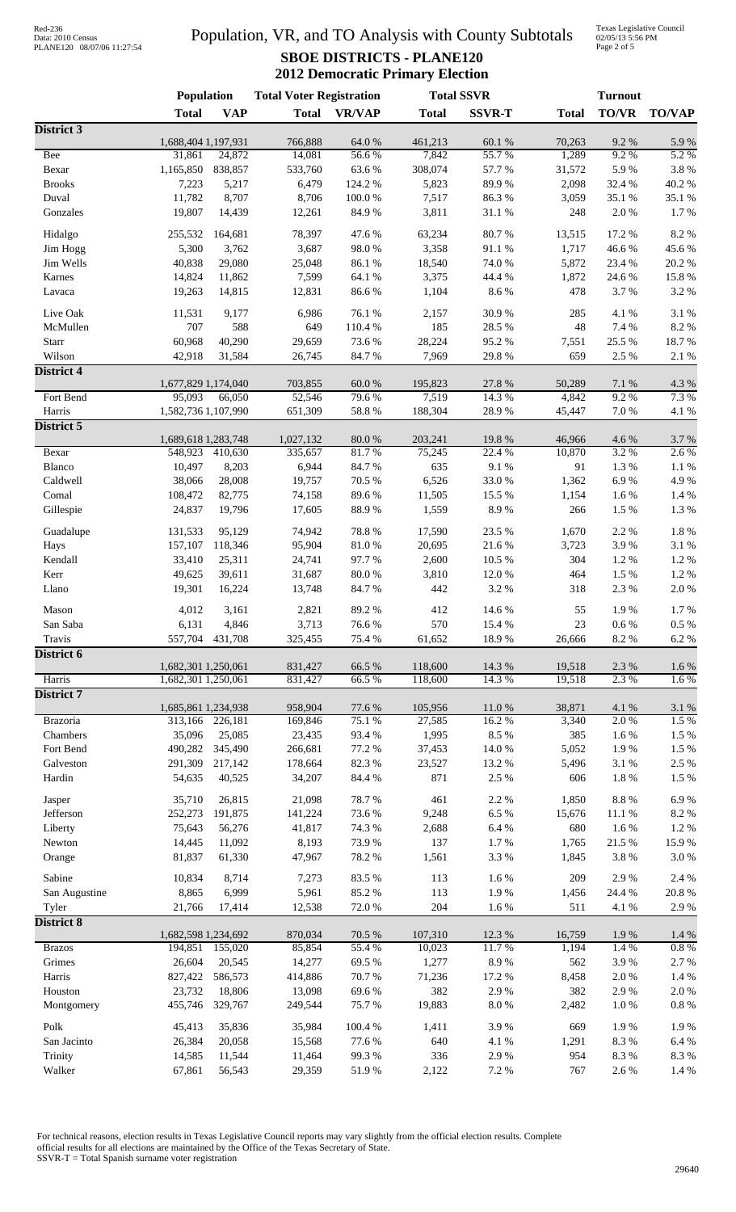# Population, VR, and TO Analysis with County Subtotals

## SBOE DISTRICTS - PLANE120

### 2012 Democratic Primary Election

| | Population | | Total Voter Registration | | Total SSVR | | Turnout | | |
|---|---|---|---|---|---|---|---|---|---|
| | Total | VAP | Total | VR/VAP | Total | SSVR-T | Total | TO/VR | TO/VAP |
| **District 3** | | | | | | | | | |
| | 1,688,404 | 1,197,931 | 766,888 | 64.0 % | 461,213 | 60.1 % | 70,263 | 9.2 % | 5.9 % |
| Bee | 31,861 | 24,872 | 14,081 | 56.6 % | 7,842 | 55.7 % | 1,289 | 9.2 % | 5.2 % |
| Bexar | 1,165,850 | 838,857 | 533,760 | 63.6 % | 308,074 | 57.7 % | 31,572 | 5.9 % | 3.8 % |
| Brooks | 7,223 | 5,217 | 6,479 | 124.2 % | 5,823 | 89.9 % | 2,098 | 32.4 % | 40.2 % |
| Duval | 11,782 | 8,707 | 8,706 | 100.0 % | 7,517 | 86.3 % | 3,059 | 35.1 % | 35.1 % |
| Gonzales | 19,807 | 14,439 | 12,261 | 84.9 % | 3,811 | 31.1 % | 248 | 2.0 % | 1.7 % |
| Hidalgo | 255,532 | 164,681 | 78,397 | 47.6 % | 63,234 | 80.7 % | 13,515 | 17.2 % | 8.2 % |
| Jim Hogg | 5,300 | 3,762 | 3,687 | 98.0 % | 3,358 | 91.1 % | 1,717 | 46.6 % | 45.6 % |
| Jim Wells | 40,838 | 29,080 | 25,048 | 86.1 % | 18,540 | 74.0 % | 5,872 | 23.4 % | 20.2 % |
| Karnes | 14,824 | 11,862 | 7,599 | 64.1 % | 3,375 | 44.4 % | 1,872 | 24.6 % | 15.8 % |
| Lavaca | 19,263 | 14,815 | 12,831 | 86.6 % | 1,104 | 8.6 % | 478 | 3.7 % | 3.2 % |
| Live Oak | 11,531 | 9,177 | 6,986 | 76.1 % | 2,157 | 30.9 % | 285 | 4.1 % | 3.1 % |
| McMullen | 707 | 588 | 649 | 110.4 % | 185 | 28.5 % | 48 | 7.4 % | 8.2 % |
| Starr | 60,968 | 40,290 | 29,659 | 73.6 % | 28,224 | 95.2 % | 7,551 | 25.5 % | 18.7 % |
| Wilson | 42,918 | 31,584 | 26,745 | 84.7 % | 7,969 | 29.8 % | 659 | 2.5 % | 2.1 % |
| **District 4** | | | | | | | | | |
| | 1,677,829 | 1,174,040 | 703,855 | 60.0 % | 195,823 | 27.8 % | 50,289 | 7.1 % | 4.3 % |
| Fort Bend | 95,093 | 66,050 | 52,546 | 79.6 % | 7,519 | 14.3 % | 4,842 | 9.2 % | 7.3 % |
| Harris | 1,582,736 | 1,107,990 | 651,309 | 58.8 % | 188,304 | 28.9 % | 45,447 | 7.0 % | 4.1 % |
| **District 5** | | | | | | | | | |
| | 1,689,618 | 1,283,748 | 1,027,132 | 80.0 % | 203,241 | 19.8 % | 46,966 | 4.6 % | 3.7 % |
| Bexar | 548,923 | 410,630 | 335,657 | 81.7 % | 75,245 | 22.4 % | 10,870 | 3.2 % | 2.6 % |
| Blanco | 10,497 | 8,203 | 6,944 | 84.7 % | 635 | 9.1 % | 91 | 1.3 % | 1.1 % |
| Caldwell | 38,066 | 28,008 | 19,757 | 70.5 % | 6,526 | 33.0 % | 1,362 | 6.9 % | 4.9 % |
| Comal | 108,472 | 82,775 | 74,158 | 89.6 % | 11,505 | 15.5 % | 1,154 | 1.6 % | 1.4 % |
| Gillespie | 24,837 | 19,796 | 17,605 | 88.9 % | 1,559 | 8.9 % | 266 | 1.5 % | 1.3 % |
| Guadalupe | 131,533 | 95,129 | 74,942 | 78.8 % | 17,590 | 23.5 % | 1,670 | 2.2 % | 1.8 % |
| Hays | 157,107 | 118,346 | 95,904 | 81.0 % | 20,695 | 21.6 % | 3,723 | 3.9 % | 3.1 % |
| Kendall | 33,410 | 25,311 | 24,741 | 97.7 % | 2,600 | 10.5 % | 304 | 1.2 % | 1.2 % |
| Kerr | 49,625 | 39,611 | 31,687 | 80.0 % | 3,810 | 12.0 % | 464 | 1.5 % | 1.2 % |
| Llano | 19,301 | 16,224 | 13,748 | 84.7 % | 442 | 3.2 % | 318 | 2.3 % | 2.0 % |
| Mason | 4,012 | 3,161 | 2,821 | 89.2 % | 412 | 14.6 % | 55 | 1.9 % | 1.7 % |
| San Saba | 6,131 | 4,846 | 3,713 | 76.6 % | 570 | 15.4 % | 23 | 0.6 % | 0.5 % |
| Travis | 557,704 | 431,708 | 325,455 | 75.4 % | 61,652 | 18.9 % | 26,666 | 8.2 % | 6.2 % |
| **District 6** | | | | | | | | | |
| | 1,682,301 | 1,250,061 | 831,427 | 66.5 % | 118,600 | 14.3 % | 19,518 | 2.3 % | 1.6 % |
| Harris | 1,682,301 | 1,250,061 | 831,427 | 66.5 % | 118,600 | 14.3 % | 19,518 | 2.3 % | 1.6 % |
| **District 7** | | | | | | | | | |
| | 1,685,861 | 1,234,938 | 958,904 | 77.6 % | 105,956 | 11.0 % | 38,871 | 4.1 % | 3.1 % |
| Brazoria | 313,166 | 226,181 | 169,846 | 75.1 % | 27,585 | 16.2 % | 3,340 | 2.0 % | 1.5 % |
| Chambers | 35,096 | 25,085 | 23,435 | 93.4 % | 1,995 | 8.5 % | 385 | 1.6 % | 1.5 % |
| Fort Bend | 490,282 | 345,490 | 266,681 | 77.2 % | 37,453 | 14.0 % | 5,052 | 1.9 % | 1.5 % |
| Galveston | 291,309 | 217,142 | 178,664 | 82.3 % | 23,527 | 13.2 % | 5,496 | 3.1 % | 2.5 % |
| Hardin | 54,635 | 40,525 | 34,207 | 84.4 % | 871 | 2.5 % | 606 | 1.8 % | 1.5 % |
| Jasper | 35,710 | 26,815 | 21,098 | 78.7 % | 461 | 2.2 % | 1,850 | 8.8 % | 6.9 % |
| Jefferson | 252,273 | 191,875 | 141,224 | 73.6 % | 9,248 | 6.5 % | 15,676 | 11.1 % | 8.2 % |
| Liberty | 75,643 | 56,276 | 41,817 | 74.3 % | 2,688 | 6.4 % | 680 | 1.6 % | 1.2 % |
| Newton | 14,445 | 11,092 | 8,193 | 73.9 % | 137 | 1.7 % | 1,765 | 21.5 % | 15.9 % |
| Orange | 81,837 | 61,330 | 47,967 | 78.2 % | 1,561 | 3.3 % | 1,845 | 3.8 % | 3.0 % |
| Sabine | 10,834 | 8,714 | 7,273 | 83.5 % | 113 | 1.6 % | 209 | 2.9 % | 2.4 % |
| San Augustine | 8,865 | 6,999 | 5,961 | 85.2 % | 113 | 1.9 % | 1,456 | 24.4 % | 20.8 % |
| Tyler | 21,766 | 17,414 | 12,538 | 72.0 % | 204 | 1.6 % | 511 | 4.1 % | 2.9 % |
| **District 8** | | | | | | | | | |
| | 1,682,598 | 1,234,692 | 870,034 | 70.5 % | 107,310 | 12.3 % | 16,759 | 1.9 % | 1.4 % |
| Brazos | 194,851 | 155,020 | 85,854 | 55.4 % | 10,023 | 11.7 % | 1,194 | 1.4 % | 0.8 % |
| Grimes | 26,604 | 20,545 | 14,277 | 69.5 % | 1,277 | 8.9 % | 562 | 3.9 % | 2.7 % |
| Harris | 827,422 | 586,573 | 414,886 | 70.7 % | 71,236 | 17.2 % | 8,458 | 2.0 % | 1.4 % |
| Houston | 23,732 | 18,806 | 13,098 | 69.6 % | 382 | 2.9 % | 382 | 2.9 % | 2.0 % |
| Montgomery | 455,746 | 329,767 | 249,544 | 75.7 % | 19,883 | 8.0 % | 2,482 | 1.0 % | 0.8 % |
| Polk | 45,413 | 35,836 | 35,984 | 100.4 % | 1,411 | 3.9 % | 669 | 1.9 % | 1.9 % |
| San Jacinto | 26,384 | 20,058 | 15,568 | 77.6 % | 640 | 4.1 % | 1,291 | 8.3 % | 6.4 % |
| Trinity | 14,585 | 11,544 | 11,464 | 99.3 % | 336 | 2.9 % | 954 | 8.3 % | 8.3 % |
| Walker | 67,861 | 56,543 | 29,359 | 51.9 % | 2,122 | 7.2 % | 767 | 2.6 % | 1.4 % |

For technical reasons, election results in Texas Legislative Council reports may vary slightly from the official election results. Complete official results for all elections are maintained by the Office of the Texas Secretary of State.
SSVR-T = Total Spanish surname voter registration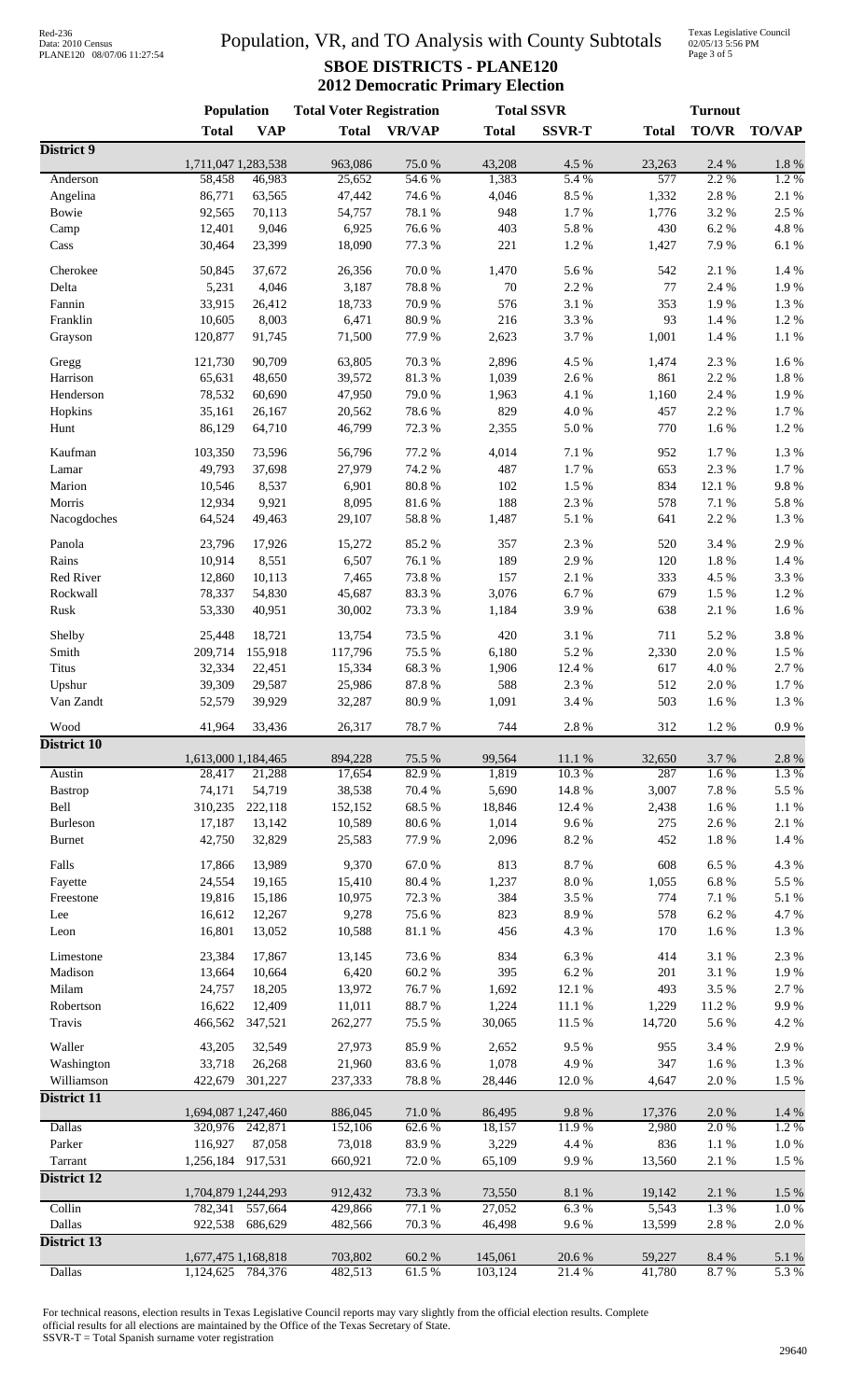# Population, VR, and TO Analysis with County Subtotals

## SBOE DISTRICTS - PLANE120

## 2012 Democratic Primary Election

Red-236
Data: 2010 Census
PLANE120 08/07/06 11:27:54

Texas Legislative Council
02/05/13 5:56 PM

| | Population | | Total Voter Registration | | Total SSVR | | Turnout | | |
|---|---|---|---|---|---|---|---|---|---|
| | Total | VAP | Total | VR/VAP | Total | SSVR-T | Total | TO/VR | TO/VAP |
| **District 9** | | | | | | | | | |
| | 1,711,047 | 1,283,538 | 963,086 | 75.0 % | 43,208 | 4.5 % | 23,263 | 2.4 % | 1.8 % |
| Anderson | 58,458 | 46,983 | 25,652 | 54.6 % | 1,383 | 5.4 % | 577 | 2.2 % | 1.2 % |
| Angelina | 86,771 | 63,565 | 47,442 | 74.6 % | 4,046 | 8.5 % | 1,332 | 2.8 % | 2.1 % |
| Bowie | 92,565 | 70,113 | 54,757 | 78.1 % | 948 | 1.7 % | 1,776 | 3.2 % | 2.5 % |
| Camp | 12,401 | 9,046 | 6,925 | 76.6 % | 403 | 5.8 % | 430 | 6.2 % | 4.8 % |
| Cass | 30,464 | 23,399 | 18,090 | 77.3 % | 221 | 1.2 % | 1,427 | 7.9 % | 6.1 % |
| Cherokee | 50,845 | 37,672 | 26,356 | 70.0 % | 1,470 | 5.6 % | 542 | 2.1 % | 1.4 % |
| Delta | 5,231 | 4,046 | 3,187 | 78.8 % | 70 | 2.2 % | 77 | 2.4 % | 1.9 % |
| Fannin | 33,915 | 26,412 | 18,733 | 70.9 % | 576 | 3.1 % | 353 | 1.9 % | 1.3 % |
| Franklin | 10,605 | 8,003 | 6,471 | 80.9 % | 216 | 3.3 % | 93 | 1.4 % | 1.2 % |
| Grayson | 120,877 | 91,745 | 71,500 | 77.9 % | 2,623 | 3.7 % | 1,001 | 1.4 % | 1.1 % |
| Gregg | 121,730 | 90,709 | 63,805 | 70.3 % | 2,896 | 4.5 % | 1,474 | 2.3 % | 1.6 % |
| Harrison | 65,631 | 48,650 | 39,572 | 81.3 % | 1,039 | 2.6 % | 861 | 2.2 % | 1.8 % |
| Henderson | 78,532 | 60,690 | 47,950 | 79.0 % | 1,963 | 4.1 % | 1,160 | 2.4 % | 1.9 % |
| Hopkins | 35,161 | 26,167 | 20,562 | 78.6 % | 829 | 4.0 % | 457 | 2.2 % | 1.7 % |
| Hunt | 86,129 | 64,710 | 46,799 | 72.3 % | 2,355 | 5.0 % | 770 | 1.6 % | 1.2 % |
| Kaufman | 103,350 | 73,596 | 56,796 | 77.2 % | 4,014 | 7.1 % | 952 | 1.7 % | 1.3 % |
| Lamar | 49,793 | 37,698 | 27,979 | 74.2 % | 487 | 1.7 % | 653 | 2.3 % | 1.7 % |
| Marion | 10,546 | 8,537 | 6,901 | 80.8 % | 102 | 1.5 % | 834 | 12.1 % | 9.8 % |
| Morris | 12,934 | 9,921 | 8,095 | 81.6 % | 188 | 2.3 % | 578 | 7.1 % | 5.8 % |
| Nacogdoches | 64,524 | 49,463 | 29,107 | 58.8 % | 1,487 | 5.1 % | 641 | 2.2 % | 1.3 % |
| Panola | 23,796 | 17,926 | 15,272 | 85.2 % | 357 | 2.3 % | 520 | 3.4 % | 2.9 % |
| Rains | 10,914 | 8,551 | 6,507 | 76.1 % | 189 | 2.9 % | 120 | 1.8 % | 1.4 % |
| Red River | 12,860 | 10,113 | 7,465 | 73.8 % | 157 | 2.1 % | 333 | 4.5 % | 3.3 % |
| Rockwall | 78,337 | 54,830 | 45,687 | 83.3 % | 3,076 | 6.7 % | 679 | 1.5 % | 1.2 % |
| Rusk | 53,330 | 40,951 | 30,002 | 73.3 % | 1,184 | 3.9 % | 638 | 2.1 % | 1.6 % |
| Shelby | 25,448 | 18,721 | 13,754 | 73.5 % | 420 | 3.1 % | 711 | 5.2 % | 3.8 % |
| Smith | 209,714 | 155,918 | 117,796 | 75.5 % | 6,180 | 5.2 % | 2,330 | 2.0 % | 1.5 % |
| Titus | 32,334 | 22,451 | 15,334 | 68.3 % | 1,906 | 12.4 % | 617 | 4.0 % | 2.7 % |
| Upshur | 39,309 | 29,587 | 25,986 | 87.8 % | 588 | 2.3 % | 512 | 2.0 % | 1.7 % |
| Van Zandt | 52,579 | 39,929 | 32,287 | 80.9 % | 1,091 | 3.4 % | 503 | 1.6 % | 1.3 % |
| Wood | 41,964 | 33,436 | 26,317 | 78.7 % | 744 | 2.8 % | 312 | 1.2 % | 0.9 % |
| **District 10** | | | | | | | | | |
| | 1,613,000 | 1,184,465 | 894,228 | 75.5 % | 99,564 | 11.1 % | 32,650 | 3.7 % | 2.8 % |
| Austin | 28,417 | 21,288 | 17,654 | 82.9 % | 1,819 | 10.3 % | 287 | 1.6 % | 1.3 % |
| Bastrop | 74,171 | 54,719 | 38,538 | 70.4 % | 5,690 | 14.8 % | 3,007 | 7.8 % | 5.5 % |
| Bell | 310,235 | 222,118 | 152,152 | 68.5 % | 18,846 | 12.4 % | 2,438 | 1.6 % | 1.1 % |
| Burleson | 17,187 | 13,142 | 10,589 | 80.6 % | 1,014 | 9.6 % | 275 | 2.6 % | 2.1 % |
| Burnet | 42,750 | 32,829 | 25,583 | 77.9 % | 2,096 | 8.2 % | 452 | 1.8 % | 1.4 % |
| Falls | 17,866 | 13,989 | 9,370 | 67.0 % | 813 | 8.7 % | 608 | 6.5 % | 4.3 % |
| Fayette | 24,554 | 19,165 | 15,410 | 80.4 % | 1,237 | 8.0 % | 1,055 | 6.8 % | 5.5 % |
| Freestone | 19,816 | 15,186 | 10,975 | 72.3 % | 384 | 3.5 % | 774 | 7.1 % | 5.1 % |
| Lee | 16,612 | 12,267 | 9,278 | 75.6 % | 823 | 8.9 % | 578 | 6.2 % | 4.7 % |
| Leon | 16,801 | 13,052 | 10,588 | 81.1 % | 456 | 4.3 % | 170 | 1.6 % | 1.3 % |
| Limestone | 23,384 | 17,867 | 13,145 | 73.6 % | 834 | 6.3 % | 414 | 3.1 % | 2.3 % |
| Madison | 13,664 | 10,664 | 6,420 | 60.2 % | 395 | 6.2 % | 201 | 3.1 % | 1.9 % |
| Milam | 24,757 | 18,205 | 13,972 | 76.7 % | 1,692 | 12.1 % | 493 | 3.5 % | 2.7 % |
| Robertson | 16,622 | 12,409 | 11,011 | 88.7 % | 1,224 | 11.1 % | 1,229 | 11.2 % | 9.9 % |
| Travis | 466,562 | 347,521 | 262,277 | 75.5 % | 30,065 | 11.5 % | 14,720 | 5.6 % | 4.2 % |
| Waller | 43,205 | 32,549 | 27,973 | 85.9 % | 2,652 | 9.5 % | 955 | 3.4 % | 2.9 % |
| Washington | 33,718 | 26,268 | 21,960 | 83.6 % | 1,078 | 4.9 % | 347 | 1.6 % | 1.3 % |
| Williamson | 422,679 | 301,227 | 237,333 | 78.8 % | 28,446 | 12.0 % | 4,647 | 2.0 % | 1.5 % |
| **District 11** | | | | | | | | | |
| | 1,694,087 | 1,247,460 | 886,045 | 71.0 % | 86,495 | 9.8 % | 17,376 | 2.0 % | 1.4 % |
| Dallas | 320,976 | 242,871 | 152,106 | 62.6 % | 18,157 | 11.9 % | 2,980 | 2.0 % | 1.2 % |
| Parker | 116,927 | 87,058 | 73,018 | 83.9 % | 3,229 | 4.4 % | 836 | 1.1 % | 1.0 % |
| Tarrant | 1,256,184 | 917,531 | 660,921 | 72.0 % | 65,109 | 9.9 % | 13,560 | 2.1 % | 1.5 % |
| **District 12** | | | | | | | | | |
| | 1,704,879 | 1,244,293 | 912,432 | 73.3 % | 73,550 | 8.1 % | 19,142 | 2.1 % | 1.5 % |
| Collin | 782,341 | 557,664 | 429,866 | 77.1 % | 27,052 | 6.3 % | 5,543 | 1.3 % | 1.0 % |
| Dallas | 922,538 | 686,629 | 482,566 | 70.3 % | 46,498 | 9.6 % | 13,599 | 2.8 % | 2.0 % |
| **District 13** | | | | | | | | | |
| | 1,677,475 | 1,168,818 | 703,802 | 60.2 % | 145,061 | 20.6 % | 59,227 | 8.4 % | 5.1 % |
| Dallas | 1,124,625 | 784,376 | 482,513 | 61.5 % | 103,124 | 21.4 % | 41,780 | 8.7 % | 5.3 % |

For technical reasons, election results in Texas Legislative Council reports may vary slightly from the official election results. Complete official results for all elections are maintained by the Office of the Texas Secretary of State.
SSVR-T = Total Spanish surname voter registration

29640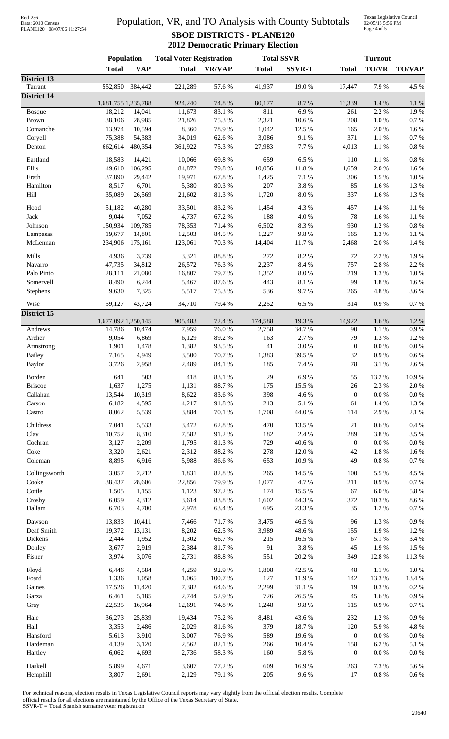# Population, VR, and TO Analysis with County Subtotals

## SBOE DISTRICTS - PLANE120

### 2012 Democratic Primary Election

| | Population | | Total Voter Registration | | Total SSVR | | Turnout | | |
|---|---|---|---|---|---|---|---|---|---|
| | Total | VAP | Total | VR/VAP | Total | SSVR-T | Total | TO/VR | TO/VAP |
| **District 13** | | | | | | | | | |
| Tarrant | 552,850 | 384,442 | 221,289 | 57.6 % | 41,937 | 19.0 % | 17,447 | 7.9 % | 4.5 % |
| **District 14** | | | | | | | | | |
| | 1,681,755 | 1,235,788 | 924,240 | 74.8 % | 80,177 | 8.7 % | 13,339 | 1.4 % | 1.1 % |
| Bosque | 18,212 | 14,041 | 11,673 | 83.1 % | 811 | 6.9 % | 261 | 2.2 % | 1.9 % |
| Brown | 38,106 | 28,985 | 21,826 | 75.3 % | 2,321 | 10.6 % | 208 | 1.0 % | 0.7 % |
| Comanche | 13,974 | 10,594 | 8,360 | 78.9 % | 1,042 | 12.5 % | 165 | 2.0 % | 1.6 % |
| Coryell | 75,388 | 54,383 | 34,019 | 62.6 % | 3,086 | 9.1 % | 371 | 1.1 % | 0.7 % |
| Denton | 662,614 | 480,354 | 361,922 | 75.3 % | 27,983 | 7.7 % | 4,013 | 1.1 % | 0.8 % |
| Eastland | 18,583 | 14,421 | 10,066 | 69.8 % | 659 | 6.5 % | 110 | 1.1 % | 0.8 % |
| Ellis | 149,610 | 106,295 | 84,872 | 79.8 % | 10,056 | 11.8 % | 1,659 | 2.0 % | 1.6 % |
| Erath | 37,890 | 29,442 | 19,971 | 67.8 % | 1,425 | 7.1 % | 306 | 1.5 % | 1.0 % |
| Hamilton | 8,517 | 6,701 | 5,380 | 80.3 % | 207 | 3.8 % | 85 | 1.6 % | 1.3 % |
| Hill | 35,089 | 26,569 | 21,602 | 81.3 % | 1,720 | 8.0 % | 337 | 1.6 % | 1.3 % |
| Hood | 51,182 | 40,280 | 33,501 | 83.2 % | 1,454 | 4.3 % | 457 | 1.4 % | 1.1 % |
| Jack | 9,044 | 7,052 | 4,737 | 67.2 % | 188 | 4.0 % | 78 | 1.6 % | 1.1 % |
| Johnson | 150,934 | 109,785 | 78,353 | 71.4 % | 6,502 | 8.3 % | 930 | 1.2 % | 0.8 % |
| Lampasas | 19,677 | 14,801 | 12,503 | 84.5 % | 1,227 | 9.8 % | 165 | 1.3 % | 1.1 % |
| McLennan | 234,906 | 175,161 | 123,061 | 70.3 % | 14,404 | 11.7 % | 2,468 | 2.0 % | 1.4 % |
| Mills | 4,936 | 3,739 | 3,321 | 88.8 % | 272 | 8.2 % | 72 | 2.2 % | 1.9 % |
| Navarro | 47,735 | 34,812 | 26,572 | 76.3 % | 2,237 | 8.4 % | 757 | 2.8 % | 2.2 % |
| Palo Pinto | 28,111 | 21,080 | 16,807 | 79.7 % | 1,352 | 8.0 % | 219 | 1.3 % | 1.0 % |
| Somervell | 8,490 | 6,244 | 5,467 | 87.6 % | 443 | 8.1 % | 99 | 1.8 % | 1.6 % |
| Stephens | 9,630 | 7,325 | 5,517 | 75.3 % | 536 | 9.7 % | 265 | 4.8 % | 3.6 % |
| Wise | 59,127 | 43,724 | 34,710 | 79.4 % | 2,252 | 6.5 % | 314 | 0.9 % | 0.7 % |
| **District 15** | | | | | | | | | |
| | 1,677,092 | 1,250,145 | 905,483 | 72.4 % | 174,588 | 19.3 % | 14,922 | 1.6 % | 1.2 % |
| Andrews | 14,786 | 10,474 | 7,959 | 76.0 % | 2,758 | 34.7 % | 90 | 1.1 % | 0.9 % |
| Archer | 9,054 | 6,869 | 6,129 | 89.2 % | 163 | 2.7 % | 79 | 1.3 % | 1.2 % |
| Armstrong | 1,901 | 1,478 | 1,382 | 93.5 % | 41 | 3.0 % | 0 | 0.0 % | 0.0 % |
| Bailey | 7,165 | 4,949 | 3,500 | 70.7 % | 1,383 | 39.5 % | 32 | 0.9 % | 0.6 % |
| Baylor | 3,726 | 2,958 | 2,489 | 84.1 % | 185 | 7.4 % | 78 | 3.1 % | 2.6 % |
| Borden | 641 | 503 | 418 | 83.1 % | 29 | 6.9 % | 55 | 13.2 % | 10.9 % |
| Briscoe | 1,637 | 1,275 | 1,131 | 88.7 % | 175 | 15.5 % | 26 | 2.3 % | 2.0 % |
| Callahan | 13,544 | 10,319 | 8,622 | 83.6 % | 398 | 4.6 % | 0 | 0.0 % | 0.0 % |
| Carson | 6,182 | 4,595 | 4,217 | 91.8 % | 213 | 5.1 % | 61 | 1.4 % | 1.3 % |
| Castro | 8,062 | 5,539 | 3,884 | 70.1 % | 1,708 | 44.0 % | 114 | 2.9 % | 2.1 % |
| Childress | 7,041 | 5,533 | 3,472 | 62.8 % | 470 | 13.5 % | 21 | 0.6 % | 0.4 % |
| Clay | 10,752 | 8,310 | 7,582 | 91.2 % | 182 | 2.4 % | 289 | 3.8 % | 3.5 % |
| Cochran | 3,127 | 2,209 | 1,795 | 81.3 % | 729 | 40.6 % | 0 | 0.0 % | 0.0 % |
| Coke | 3,320 | 2,621 | 2,312 | 88.2 % | 278 | 12.0 % | 42 | 1.8 % | 1.6 % |
| Coleman | 8,895 | 6,916 | 5,988 | 86.6 % | 653 | 10.9 % | 49 | 0.8 % | 0.7 % |
| Collingsworth | 3,057 | 2,212 | 1,831 | 82.8 % | 265 | 14.5 % | 100 | 5.5 % | 4.5 % |
| Cooke | 38,437 | 28,606 | 22,856 | 79.9 % | 1,077 | 4.7 % | 211 | 0.9 % | 0.7 % |
| Cottle | 1,505 | 1,155 | 1,123 | 97.2 % | 174 | 15.5 % | 67 | 6.0 % | 5.8 % |
| Crosby | 6,059 | 4,312 | 3,614 | 83.8 % | 1,602 | 44.3 % | 372 | 10.3 % | 8.6 % |
| Dallam | 6,703 | 4,700 | 2,978 | 63.4 % | 695 | 23.3 % | 35 | 1.2 % | 0.7 % |
| Dawson | 13,833 | 10,411 | 7,466 | 71.7 % | 3,475 | 46.5 % | 96 | 1.3 % | 0.9 % |
| Deaf Smith | 19,372 | 13,131 | 8,202 | 62.5 % | 3,989 | 48.6 % | 155 | 1.9 % | 1.2 % |
| Dickens | 2,444 | 1,952 | 1,302 | 66.7 % | 215 | 16.5 % | 67 | 5.1 % | 3.4 % |
| Donley | 3,677 | 2,919 | 2,384 | 81.7 % | 91 | 3.8 % | 45 | 1.9 % | 1.5 % |
| Fisher | 3,974 | 3,076 | 2,731 | 88.8 % | 551 | 20.2 % | 349 | 12.8 % | 11.3 % |
| Floyd | 6,446 | 4,584 | 4,259 | 92.9 % | 1,808 | 42.5 % | 48 | 1.1 % | 1.0 % |
| Foard | 1,336 | 1,058 | 1,065 | 100.7 % | 127 | 11.9 % | 142 | 13.3 % | 13.4 % |
| Gaines | 17,526 | 11,420 | 7,382 | 64.6 % | 2,299 | 31.1 % | 19 | 0.3 % | 0.2 % |
| Garza | 6,461 | 5,185 | 2,744 | 52.9 % | 726 | 26.5 % | 45 | 1.6 % | 0.9 % |
| Gray | 22,535 | 16,964 | 12,691 | 74.8 % | 1,248 | 9.8 % | 115 | 0.9 % | 0.7 % |
| Hale | 36,273 | 25,839 | 19,434 | 75.2 % | 8,481 | 43.6 % | 232 | 1.2 % | 0.9 % |
| Hall | 3,353 | 2,486 | 2,029 | 81.6 % | 379 | 18.7 % | 120 | 5.9 % | 4.8 % |
| Hansford | 5,613 | 3,910 | 3,007 | 76.9 % | 589 | 19.6 % | 0 | 0.0 % | 0.0 % |
| Hardeman | 4,139 | 3,120 | 2,562 | 82.1 % | 266 | 10.4 % | 158 | 6.2 % | 5.1 % |
| Hartley | 6,062 | 4,693 | 2,736 | 58.3 % | 160 | 5.8 % | 0 | 0.0 % | 0.0 % |
| Haskell | 5,899 | 4,671 | 3,607 | 77.2 % | 609 | 16.9 % | 263 | 7.3 % | 5.6 % |
| Hemphill | 3,807 | 2,691 | 2,129 | 79.1 % | 205 | 9.6 % | 17 | 0.8 % | 0.6 % |

For technical reasons, election results in Texas Legislative Council reports may vary slightly from the official election results. Complete official results for all elections are maintained by the Office of the Texas Secretary of State.

SSVR-T = Total Spanish surname voter registration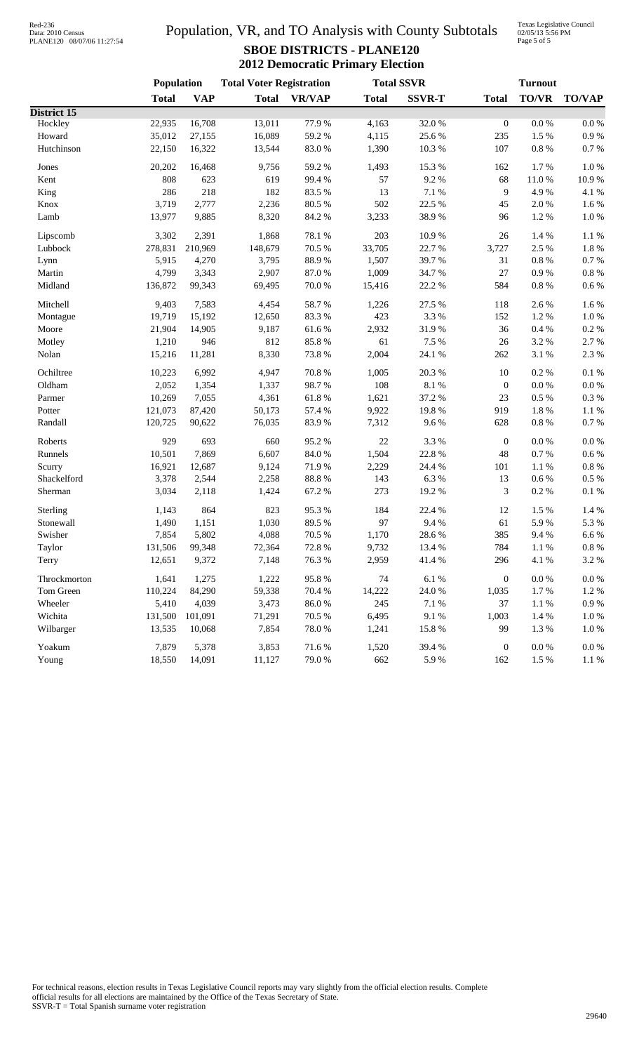# Population, VR, and TO Analysis with County Subtotals

## SBOE DISTRICTS - PLANE120

### 2012 Democratic Primary Election

| | Population | | Total Voter Registration | | Total SSVR | | Turnout | | |
|---|---|---|---|---|---|---|---|---|---|
| | Total | VAP | Total | VR/VAP | Total | SSVR-T | Total | TO/VR | TO/VAP |
| **District 15** | | | | | | | | | |
| Hockley | 22,935 | 16,708 | 13,011 | 77.9 % | 4,163 | 32.0 % | 0 | 0.0 % | 0.0 % |
| Howard | 35,012 | 27,155 | 16,089 | 59.2 % | 4,115 | 25.6 % | 235 | 1.5 % | 0.9 % |
| Hutchinson | 22,150 | 16,322 | 13,544 | 83.0 % | 1,390 | 10.3 % | 107 | 0.8 % | 0.7 % |
| Jones | 20,202 | 16,468 | 9,756 | 59.2 % | 1,493 | 15.3 % | 162 | 1.7 % | 1.0 % |
| Kent | 808 | 623 | 619 | 99.4 % | 57 | 9.2 % | 68 | 11.0 % | 10.9 % |
| King | 286 | 218 | 182 | 83.5 % | 13 | 7.1 % | 9 | 4.9 % | 4.1 % |
| Knox | 3,719 | 2,777 | 2,236 | 80.5 % | 502 | 22.5 % | 45 | 2.0 % | 1.6 % |
| Lamb | 13,977 | 9,885 | 8,320 | 84.2 % | 3,233 | 38.9 % | 96 | 1.2 % | 1.0 % |
| Lipscomb | 3,302 | 2,391 | 1,868 | 78.1 % | 203 | 10.9 % | 26 | 1.4 % | 1.1 % |
| Lubbock | 278,831 | 210,969 | 148,679 | 70.5 % | 33,705 | 22.7 % | 3,727 | 2.5 % | 1.8 % |
| Lynn | 5,915 | 4,270 | 3,795 | 88.9 % | 1,507 | 39.7 % | 31 | 0.8 % | 0.7 % |
| Martin | 4,799 | 3,343 | 2,907 | 87.0 % | 1,009 | 34.7 % | 27 | 0.9 % | 0.8 % |
| Midland | 136,872 | 99,343 | 69,495 | 70.0 % | 15,416 | 22.2 % | 584 | 0.8 % | 0.6 % |
| Mitchell | 9,403 | 7,583 | 4,454 | 58.7 % | 1,226 | 27.5 % | 118 | 2.6 % | 1.6 % |
| Montague | 19,719 | 15,192 | 12,650 | 83.3 % | 423 | 3.3 % | 152 | 1.2 % | 1.0 % |
| Moore | 21,904 | 14,905 | 9,187 | 61.6 % | 2,932 | 31.9 % | 36 | 0.4 % | 0.2 % |
| Motley | 1,210 | 946 | 812 | 85.8 % | 61 | 7.5 % | 26 | 3.2 % | 2.7 % |
| Nolan | 15,216 | 11,281 | 8,330 | 73.8 % | 2,004 | 24.1 % | 262 | 3.1 % | 2.3 % |
| Ochiltree | 10,223 | 6,992 | 4,947 | 70.8 % | 1,005 | 20.3 % | 10 | 0.2 % | 0.1 % |
| Oldham | 2,052 | 1,354 | 1,337 | 98.7 % | 108 | 8.1 % | 0 | 0.0 % | 0.0 % |
| Parmer | 10,269 | 7,055 | 4,361 | 61.8 % | 1,621 | 37.2 % | 23 | 0.5 % | 0.3 % |
| Potter | 121,073 | 87,420 | 50,173 | 57.4 % | 9,922 | 19.8 % | 919 | 1.8 % | 1.1 % |
| Randall | 120,725 | 90,622 | 76,035 | 83.9 % | 7,312 | 9.6 % | 628 | 0.8 % | 0.7 % |
| Roberts | 929 | 693 | 660 | 95.2 % | 22 | 3.3 % | 0 | 0.0 % | 0.0 % |
| Runnels | 10,501 | 7,869 | 6,607 | 84.0 % | 1,504 | 22.8 % | 48 | 0.7 % | 0.6 % |
| Scurry | 16,921 | 12,687 | 9,124 | 71.9 % | 2,229 | 24.4 % | 101 | 1.1 % | 0.8 % |
| Shackelford | 3,378 | 2,544 | 2,258 | 88.8 % | 143 | 6.3 % | 13 | 0.6 % | 0.5 % |
| Sherman | 3,034 | 2,118 | 1,424 | 67.2 % | 273 | 19.2 % | 3 | 0.2 % | 0.1 % |
| Sterling | 1,143 | 864 | 823 | 95.3 % | 184 | 22.4 % | 12 | 1.5 % | 1.4 % |
| Stonewall | 1,490 | 1,151 | 1,030 | 89.5 % | 97 | 9.4 % | 61 | 5.9 % | 5.3 % |
| Swisher | 7,854 | 5,802 | 4,088 | 70.5 % | 1,170 | 28.6 % | 385 | 9.4 % | 6.6 % |
| Taylor | 131,506 | 99,348 | 72,364 | 72.8 % | 9,732 | 13.4 % | 784 | 1.1 % | 0.8 % |
| Terry | 12,651 | 9,372 | 7,148 | 76.3 % | 2,959 | 41.4 % | 296 | 4.1 % | 3.2 % |
| Throckmorton | 1,641 | 1,275 | 1,222 | 95.8 % | 74 | 6.1 % | 0 | 0.0 % | 0.0 % |
| Tom Green | 110,224 | 84,290 | 59,338 | 70.4 % | 14,222 | 24.0 % | 1,035 | 1.7 % | 1.2 % |
| Wheeler | 5,410 | 4,039 | 3,473 | 86.0 % | 245 | 7.1 % | 37 | 1.1 % | 0.9 % |
| Wichita | 131,500 | 101,091 | 71,291 | 70.5 % | 6,495 | 9.1 % | 1,003 | 1.4 % | 1.0 % |
| Wilbarger | 13,535 | 10,068 | 7,854 | 78.0 % | 1,241 | 15.8 % | 99 | 1.3 % | 1.0 % |
| Yoakum | 7,879 | 5,378 | 3,853 | 71.6 % | 1,520 | 39.4 % | 0 | 0.0 % | 0.0 % |
| Young | 18,550 | 14,091 | 11,127 | 79.0 % | 662 | 5.9 % | 162 | 1.5 % | 1.1 % |

For technical reasons, election results in Texas Legislative Council reports may vary slightly from the official election results. Complete official results for all elections are maintained by the Office of the Texas Secretary of State.
SSVR-T = Total Spanish surname voter registration